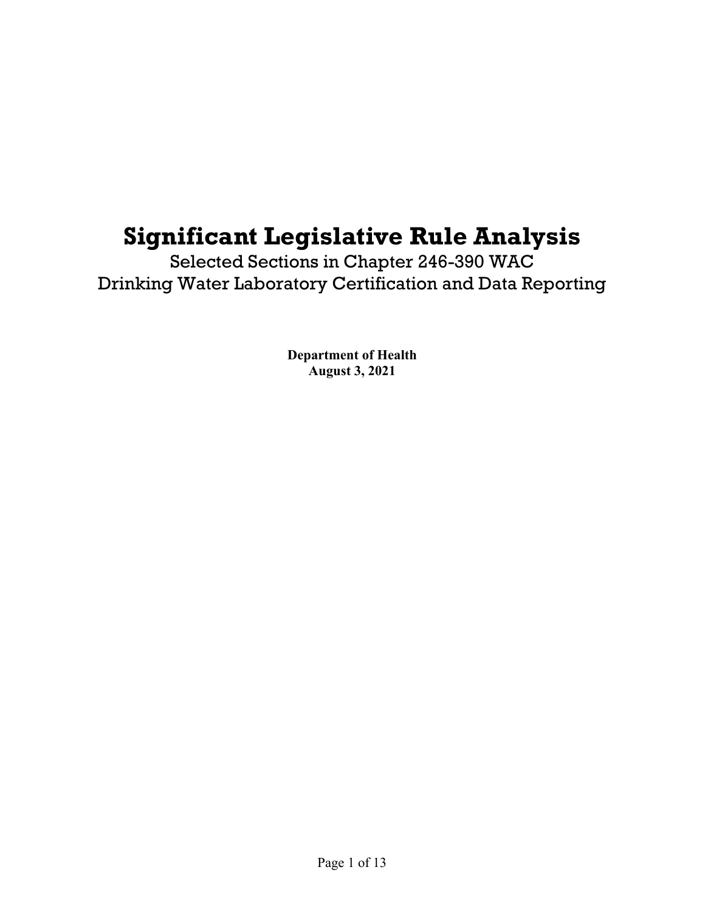# Significant Legislative Rule Analysis

Selected Sections in Chapter 246-390 WAC
Drinking Water Laboratory Certification and Data Reporting

**Department of Health**
**August 3, 2021**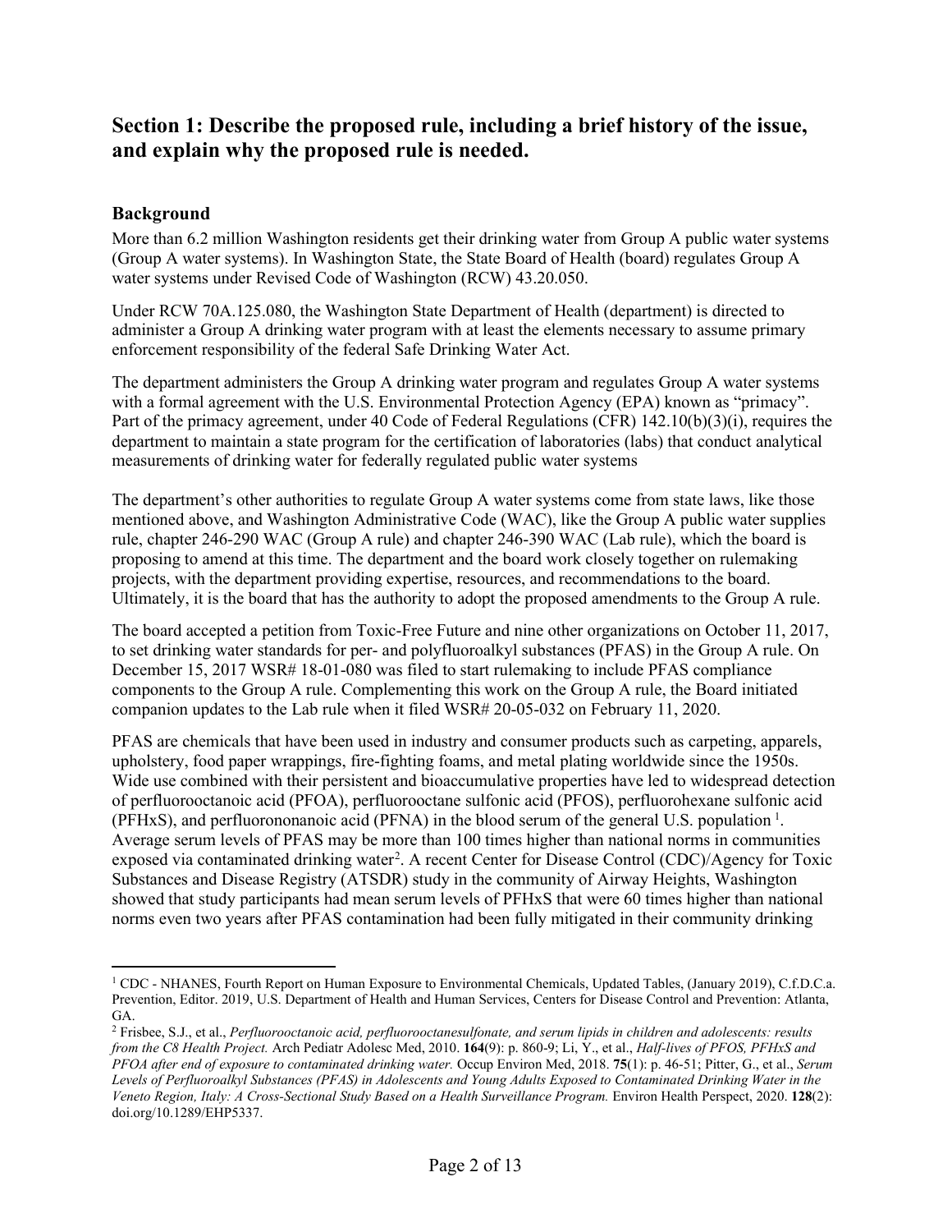## Section 1: Describe the proposed rule, including a brief history of the issue, and explain why the proposed rule is needed.

### Background

More than 6.2 million Washington residents get their drinking water from Group A public water systems (Group A water systems). In Washington State, the State Board of Health (board) regulates Group A water systems under Revised Code of Washington (RCW) 43.20.050.

Under RCW 70A.125.080, the Washington State Department of Health (department) is directed to administer a Group A drinking water program with at least the elements necessary to assume primary enforcement responsibility of the federal Safe Drinking Water Act.

The department administers the Group A drinking water program and regulates Group A water systems with a formal agreement with the U.S. Environmental Protection Agency (EPA) known as "primacy". Part of the primacy agreement, under 40 Code of Federal Regulations (CFR) 142.10(b)(3)(i), requires the department to maintain a state program for the certification of laboratories (labs) that conduct analytical measurements of drinking water for federally regulated public water systems

The department's other authorities to regulate Group A water systems come from state laws, like those mentioned above, and Washington Administrative Code (WAC), like the Group A public water supplies rule, chapter 246-290 WAC (Group A rule) and chapter 246-390 WAC (Lab rule), which the board is proposing to amend at this time. The department and the board work closely together on rulemaking projects, with the department providing expertise, resources, and recommendations to the board. Ultimately, it is the board that has the authority to adopt the proposed amendments to the Group A rule.

The board accepted a petition from Toxic-Free Future and nine other organizations on October 11, 2017, to set drinking water standards for per- and polyfluoroalkyl substances (PFAS) in the Group A rule. On December 15, 2017 WSR# 18-01-080 was filed to start rulemaking to include PFAS compliance components to the Group A rule. Complementing this work on the Group A rule, the Board initiated companion updates to the Lab rule when it filed WSR# 20-05-032 on February 11, 2020.

PFAS are chemicals that have been used in industry and consumer products such as carpeting, apparels, upholstery, food paper wrappings, fire-fighting foams, and metal plating worldwide since the 1950s. Wide use combined with their persistent and bioaccumulative properties have led to widespread detection of perfluorooctanoic acid (PFOA), perfluorooctane sulfonic acid (PFOS), perfluorohexane sulfonic acid (PFHxS), and perfluorononanoic acid (PFNA) in the blood serum of the general U.S. population [1]. Average serum levels of PFAS may be more than 100 times higher than national norms in communities exposed via contaminated drinking water[2]. A recent Center for Disease Control (CDC)/Agency for Toxic Substances and Disease Registry (ATSDR) study in the community of Airway Heights, Washington showed that study participants had mean serum levels of PFHxS that were 60 times higher than national norms even two years after PFAS contamination had been fully mitigated in their community drinking

---

[1] CDC - NHANES, Fourth Report on Human Exposure to Environmental Chemicals, Updated Tables, (January 2019), C.f.D.C.a. Prevention, Editor. 2019, U.S. Department of Health and Human Services, Centers for Disease Control and Prevention: Atlanta, GA.

[2] Frisbee, S.J., et al., *Perfluorooctanoic acid, perfluorooctanesulfonate, and serum lipids in children and adolescents: results from the C8 Health Project.* Arch Pediatr Adolesc Med, 2010. **164**(9): p. 860-9; Li, Y., et al., *Half-lives of PFOS, PFHxS and PFOA after end of exposure to contaminated drinking water.* Occup Environ Med, 2018. **75**(1): p. 46-51; Pitter, G., et al., *Serum Levels of Perfluoroalkyl Substances (PFAS) in Adolescents and Young Adults Exposed to Contaminated Drinking Water in the Veneto Region, Italy: A Cross-Sectional Study Based on a Health Surveillance Program.* Environ Health Perspect, 2020. **128**(2): doi.org/10.1289/EHP5337.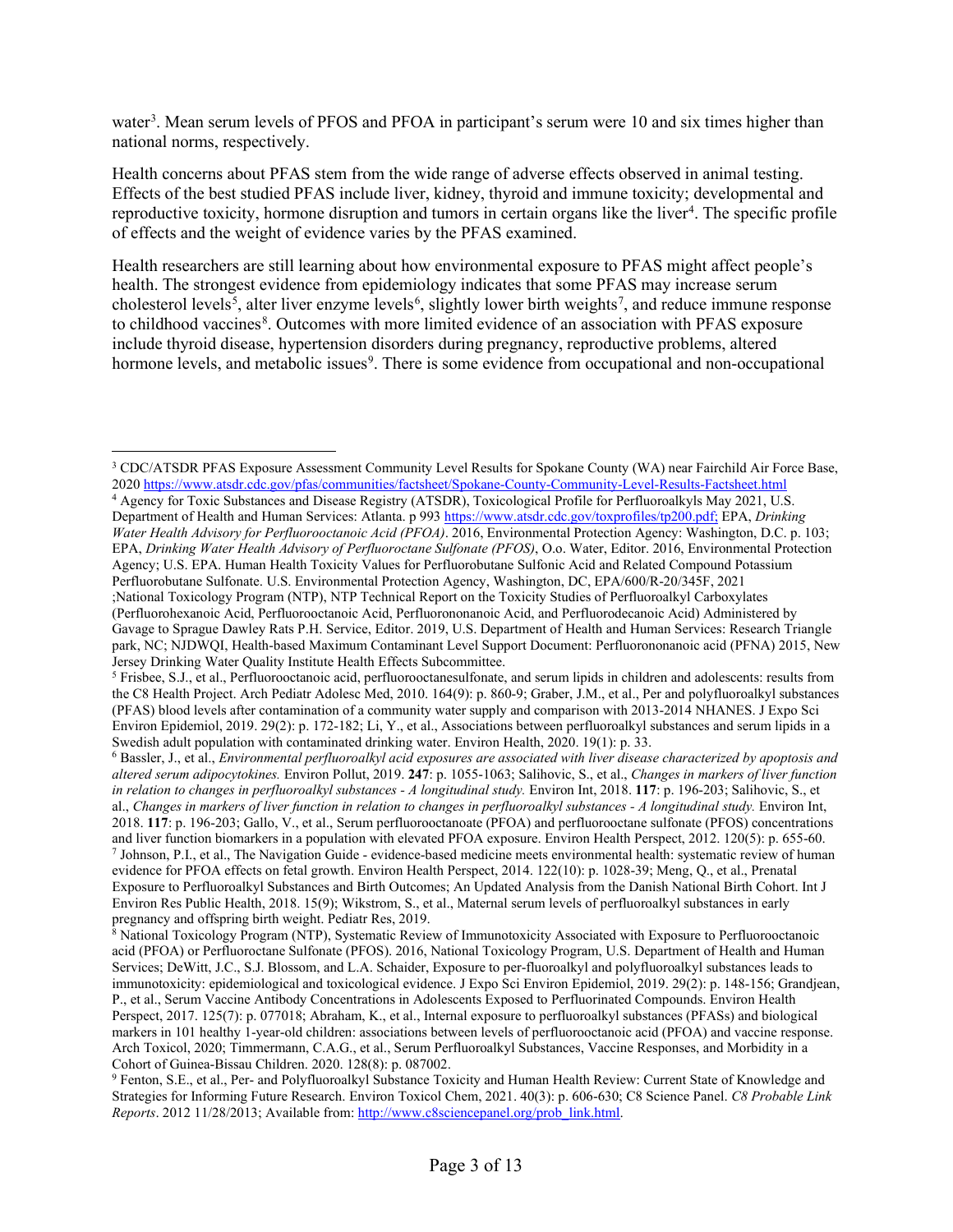water[3]. Mean serum levels of PFOS and PFOA in participant's serum were 10 and six times higher than national norms, respectively.

Health concerns about PFAS stem from the wide range of adverse effects observed in animal testing. Effects of the best studied PFAS include liver, kidney, thyroid and immune toxicity; developmental and reproductive toxicity, hormone disruption and tumors in certain organs like the liver[4]. The specific profile of effects and the weight of evidence varies by the PFAS examined.

Health researchers are still learning about how environmental exposure to PFAS might affect people's health. The strongest evidence from epidemiology indicates that some PFAS may increase serum cholesterol levels[5], alter liver enzyme levels[6], slightly lower birth weights[7], and reduce immune response to childhood vaccines[8]. Outcomes with more limited evidence of an association with PFAS exposure include thyroid disease, hypertension disorders during pregnancy, reproductive problems, altered hormone levels, and metabolic issues[9]. There is some evidence from occupational and non-occupational

---

[3] CDC/ATSDR PFAS Exposure Assessment Community Level Results for Spokane County (WA) near Fairchild Air Force Base, 2020 https://www.atsdr.cdc.gov/pfas/communities/factsheet/Spokane-County-Community-Level-Results-Factsheet.html

[4] Agency for Toxic Substances and Disease Registry (ATSDR), Toxicological Profile for Perfluoroalkyls May 2021, U.S. Department of Health and Human Services: Atlanta. p 993 https://www.atsdr.cdc.gov/toxprofiles/tp200.pdf; EPA, *Drinking Water Health Advisory for Perfluorooctanoic Acid (PFOA)*. 2016, Environmental Protection Agency: Washington, D.C. p. 103; EPA, *Drinking Water Health Advisory of Perfluoroctane Sulfonate (PFOS)*, O.o. Water, Editor. 2016, Environmental Protection Agency; U.S. EPA. Human Health Toxicity Values for Perfluorobutane Sulfonic Acid and Related Compound Potassium Perfluorobutane Sulfonate. U.S. Environmental Protection Agency, Washington, DC, EPA/600/R-20/345F, 2021 ;National Toxicology Program (NTP), NTP Technical Report on the Toxicity Studies of Perfluoroalkyl Carboxylates (Perfluorohexanoic Acid, Perfluorooctanoic Acid, Perfluorononanoic Acid, and Perfluorodecanoic Acid) Administered by Gavage to Sprague Dawley Rats P.H. Service, Editor. 2019, U.S. Department of Health and Human Services: Research Triangle park, NC; NJDWQI, Health-based Maximum Contaminant Level Support Document: Perfluorononanoic acid (PFNA) 2015, New Jersey Drinking Water Quality Institute Health Effects Subcommittee.

[5] Frisbee, S.J., et al., Perfluorooctanoic acid, perfluorooctanesulfonate, and serum lipids in children and adolescents: results from the C8 Health Project. Arch Pediatr Adolesc Med, 2010. 164(9): p. 860-9; Graber, J.M., et al., Per and polyfluoroalkyl substances (PFAS) blood levels after contamination of a community water supply and comparison with 2013-2014 NHANES. J Expo Sci Environ Epidemiol, 2019. 29(2): p. 172-182; Li, Y., et al., Associations between perfluoroalkyl substances and serum lipids in a Swedish adult population with contaminated drinking water. Environ Health, 2020. 19(1): p. 33.

[6] Bassler, J., et al., *Environmental perfluoroalkyl acid exposures are associated with liver disease characterized by apoptosis and altered serum adipocytokines.* Environ Pollut, 2019. **247**: p. 1055-1063; Salihovic, S., et al., *Changes in markers of liver function in relation to changes in perfluoroalkyl substances - A longitudinal study.* Environ Int, 2018. **117**: p. 196-203; Salihovic, S., et al., *Changes in markers of liver function in relation to changes in perfluoroalkyl substances - A longitudinal study.* Environ Int, 2018. **117**: p. 196-203; Gallo, V., et al., Serum perfluorooctanoate (PFOA) and perfluorooctane sulfonate (PFOS) concentrations and liver function biomarkers in a population with elevated PFOA exposure. Environ Health Perspect, 2012. 120(5): p. 655-60.

[7] Johnson, P.I., et al., The Navigation Guide - evidence-based medicine meets environmental health: systematic review of human evidence for PFOA effects on fetal growth. Environ Health Perspect, 2014. 122(10): p. 1028-39; Meng, Q., et al., Prenatal Exposure to Perfluoroalkyl Substances and Birth Outcomes; An Updated Analysis from the Danish National Birth Cohort. Int J Environ Res Public Health, 2018. 15(9); Wikstrom, S., et al., Maternal serum levels of perfluoroalkyl substances in early pregnancy and offspring birth weight. Pediatr Res, 2019.

[8] National Toxicology Program (NTP), Systematic Review of Immunotoxicity Associated with Exposure to Perfluorooctanoic acid (PFOA) or Perfluorooctane Sulfonate (PFOS). 2016, National Toxicology Program, U.S. Department of Health and Human Services; DeWitt, J.C., S.J. Blossom, and L.A. Schaider, Exposure to per-fluoroalkyl and polyfluoroalkyl substances leads to immunotoxicity: epidemiological and toxicological evidence. J Expo Sci Environ Epidemiol, 2019. 29(2): p. 148-156; Grandjean, P., et al., Serum Vaccine Antibody Concentrations in Adolescents Exposed to Perfluorinated Compounds. Environ Health Perspect, 2017. 125(7): p. 077018; Abraham, K., et al., Internal exposure to perfluoroalkyl substances (PFASs) and biological markers in 101 healthy 1-year-old children: associations between levels of perfluorooctanoic acid (PFOA) and vaccine response. Arch Toxicol, 2020; Timmermann, C.A.G., et al., Serum Perfluoroalkyl Substances, Vaccine Responses, and Morbidity in a Cohort of Guinea-Bissau Children. 2020. 128(8): p. 087002.

[9] Fenton, S.E., et al., Per- and Polyfluoroalkyl Substance Toxicity and Human Health Review: Current State of Knowledge and Strategies for Informing Future Research. Environ Toxicol Chem, 2021. 40(3): p. 606-630; C8 Science Panel. *C8 Probable Link Reports*. 2012 11/28/2013; Available from: http://www.c8sciencepanel.org/prob_link.html.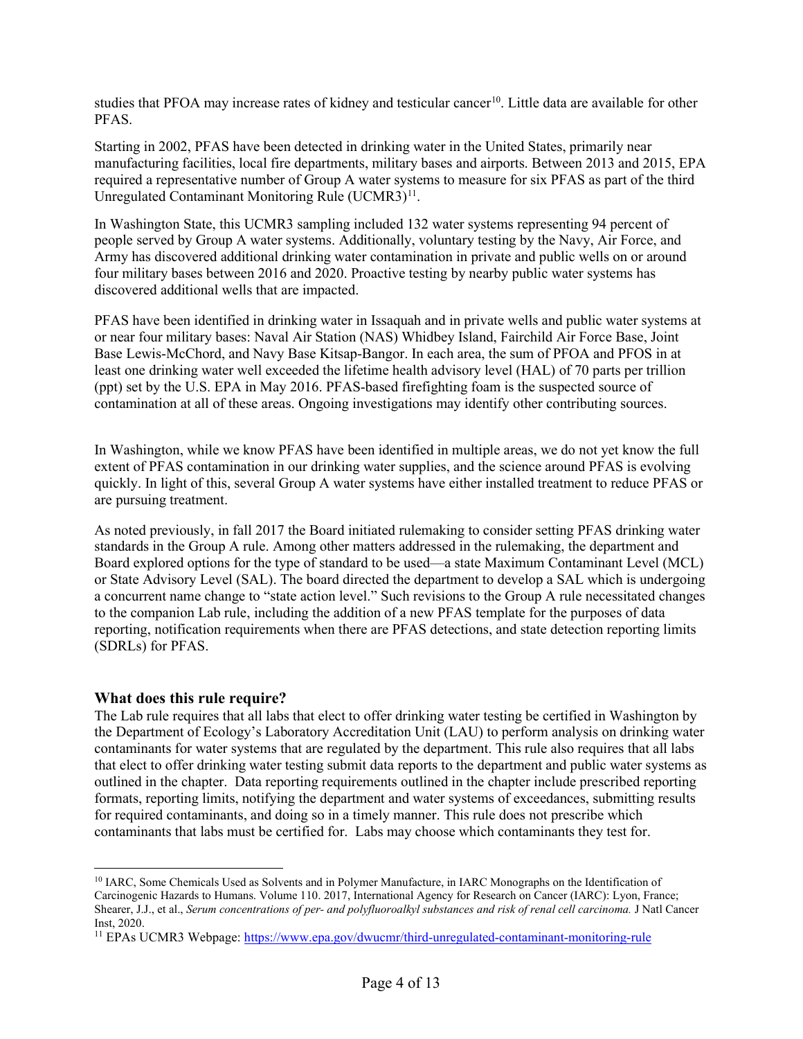studies that PFOA may increase rates of kidney and testicular cancer[10]. Little data are available for other PFAS.

Starting in 2002, PFAS have been detected in drinking water in the United States, primarily near manufacturing facilities, local fire departments, military bases and airports. Between 2013 and 2015, EPA required a representative number of Group A water systems to measure for six PFAS as part of the third Unregulated Contaminant Monitoring Rule (UCMR3)[11].

In Washington State, this UCMR3 sampling included 132 water systems representing 94 percent of people served by Group A water systems. Additionally, voluntary testing by the Navy, Air Force, and Army has discovered additional drinking water contamination in private and public wells on or around four military bases between 2016 and 2020. Proactive testing by nearby public water systems has discovered additional wells that are impacted.

PFAS have been identified in drinking water in Issaquah and in private wells and public water systems at or near four military bases: Naval Air Station (NAS) Whidbey Island, Fairchild Air Force Base, Joint Base Lewis-McChord, and Navy Base Kitsap-Bangor. In each area, the sum of PFOA and PFOS in at least one drinking water well exceeded the lifetime health advisory level (HAL) of 70 parts per trillion (ppt) set by the U.S. EPA in May 2016. PFAS-based firefighting foam is the suspected source of contamination at all of these areas. Ongoing investigations may identify other contributing sources.

In Washington, while we know PFAS have been identified in multiple areas, we do not yet know the full extent of PFAS contamination in our drinking water supplies, and the science around PFAS is evolving quickly. In light of this, several Group A water systems have either installed treatment to reduce PFAS or are pursuing treatment.

As noted previously, in fall 2017 the Board initiated rulemaking to consider setting PFAS drinking water standards in the Group A rule. Among other matters addressed in the rulemaking, the department and Board explored options for the type of standard to be used—a state Maximum Contaminant Level (MCL) or State Advisory Level (SAL). The board directed the department to develop a SAL which is undergoing a concurrent name change to "state action level." Such revisions to the Group A rule necessitated changes to the companion Lab rule, including the addition of a new PFAS template for the purposes of data reporting, notification requirements when there are PFAS detections, and state detection reporting limits (SDRLs) for PFAS.

### What does this rule require?

The Lab rule requires that all labs that elect to offer drinking water testing be certified in Washington by the Department of Ecology's Laboratory Accreditation Unit (LAU) to perform analysis on drinking water contaminants for water systems that are regulated by the department. This rule also requires that all labs that elect to offer drinking water testing submit data reports to the department and public water systems as outlined in the chapter. Data reporting requirements outlined in the chapter include prescribed reporting formats, reporting limits, notifying the department and water systems of exceedances, submitting results for required contaminants, and doing so in a timely manner. This rule does not prescribe which contaminants that labs must be certified for. Labs may choose which contaminants they test for.

---

[10] IARC, Some Chemicals Used as Solvents and in Polymer Manufacture, in IARC Monographs on the Identification of Carcinogenic Hazards to Humans. Volume 110. 2017, International Agency for Research on Cancer (IARC): Lyon, France; Shearer, J.J., et al., *Serum concentrations of per- and polyfluoroalkyl substances and risk of renal cell carcinoma.* J Natl Cancer Inst, 2020.

[11] EPAs UCMR3 Webpage: https://www.epa.gov/dwucmr/third-unregulated-contaminant-monitoring-rule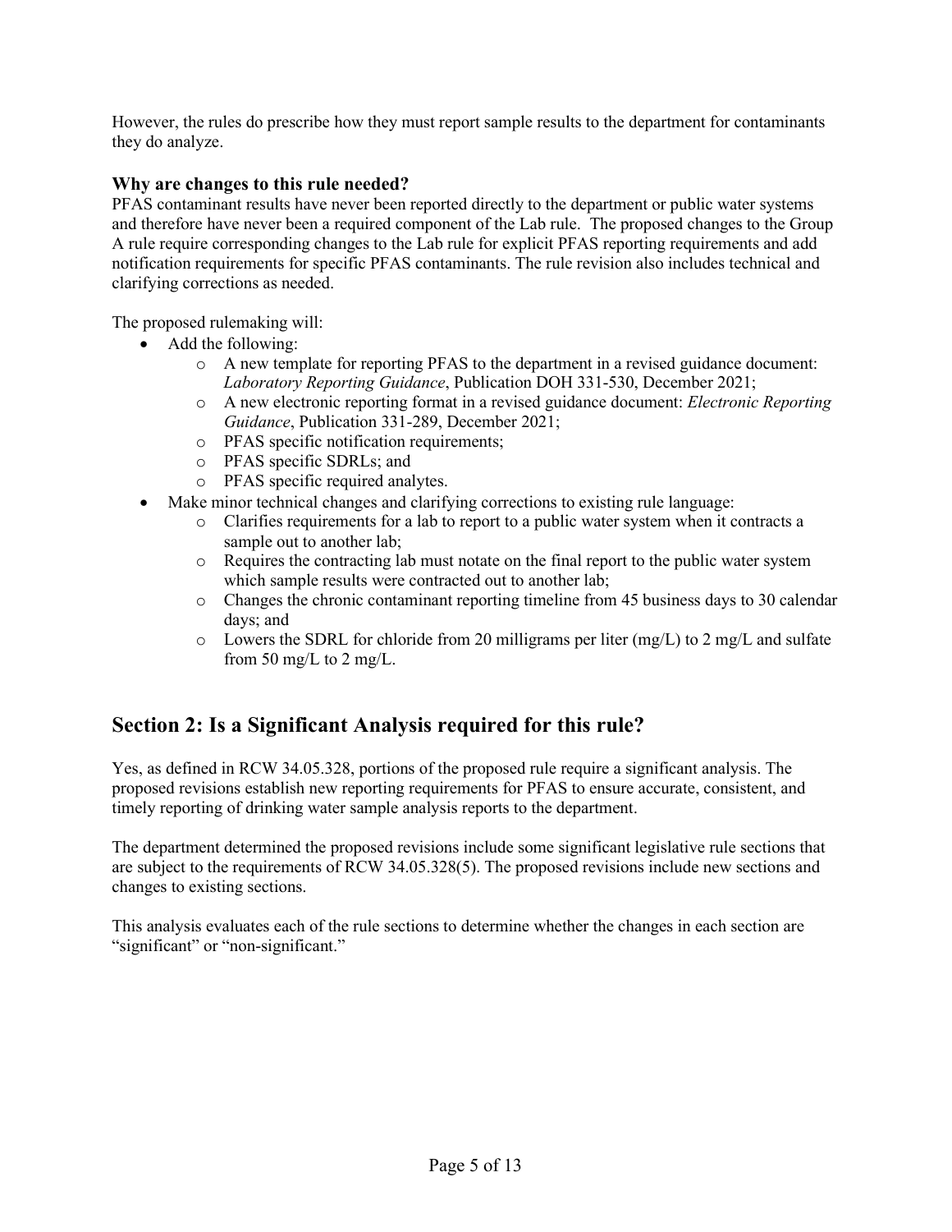However, the rules do prescribe how they must report sample results to the department for contaminants they do analyze.

### Why are changes to this rule needed?

PFAS contaminant results have never been reported directly to the department or public water systems and therefore have never been a required component of the Lab rule. The proposed changes to the Group A rule require corresponding changes to the Lab rule for explicit PFAS reporting requirements and add notification requirements for specific PFAS contaminants. The rule revision also includes technical and clarifying corrections as needed.

The proposed rulemaking will:

- Add the following:
  - A new template for reporting PFAS to the department in a revised guidance document: *Laboratory Reporting Guidance*, Publication DOH 331-530, December 2021;
  - A new electronic reporting format in a revised guidance document: *Electronic Reporting Guidance*, Publication 331-289, December 2021;
  - PFAS specific notification requirements;
  - PFAS specific SDRLs; and
  - PFAS specific required analytes.
- Make minor technical changes and clarifying corrections to existing rule language:
  - Clarifies requirements for a lab to report to a public water system when it contracts a sample out to another lab;
  - Requires the contracting lab must notate on the final report to the public water system which sample results were contracted out to another lab;
  - Changes the chronic contaminant reporting timeline from 45 business days to 30 calendar days; and
  - Lowers the SDRL for chloride from 20 milligrams per liter (mg/L) to 2 mg/L and sulfate from 50 mg/L to 2 mg/L.

## Section 2: Is a Significant Analysis required for this rule?

Yes, as defined in RCW 34.05.328, portions of the proposed rule require a significant analysis. The proposed revisions establish new reporting requirements for PFAS to ensure accurate, consistent, and timely reporting of drinking water sample analysis reports to the department.

The department determined the proposed revisions include some significant legislative rule sections that are subject to the requirements of RCW 34.05.328(5). The proposed revisions include new sections and changes to existing sections.

This analysis evaluates each of the rule sections to determine whether the changes in each section are "significant" or "non-significant."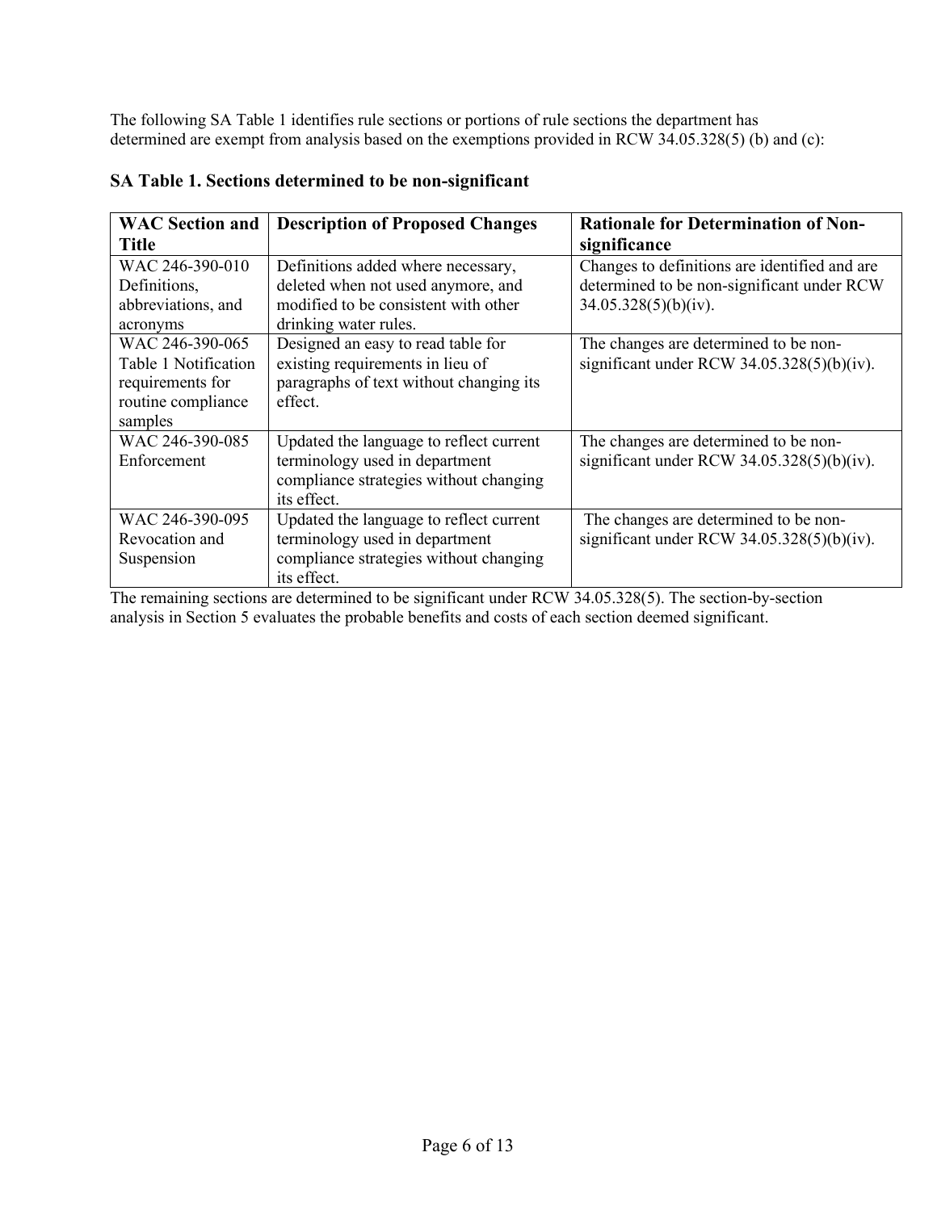The following SA Table 1 identifies rule sections or portions of rule sections the department has determined are exempt from analysis based on the exemptions provided in RCW 34.05.328(5) (b) and (c):

**SA Table 1. Sections determined to be non-significant**

| WAC Section and Title | Description of Proposed Changes | Rationale for Determination of Non-significance |
|---|---|---|
| WAC 246-390-010 Definitions, abbreviations, and acronyms | Definitions added where necessary, deleted when not used anymore, and modified to be consistent with other drinking water rules. | Changes to definitions are identified and are determined to be non-significant under RCW 34.05.328(5)(b)(iv). |
| WAC 246-390-065 Table 1 Notification requirements for routine compliance samples | Designed an easy to read table for existing requirements in lieu of paragraphs of text without changing its effect. | The changes are determined to be non-significant under RCW 34.05.328(5)(b)(iv). |
| WAC 246-390-085 Enforcement | Updated the language to reflect current terminology used in department compliance strategies without changing its effect. | The changes are determined to be non-significant under RCW 34.05.328(5)(b)(iv). |
| WAC 246-390-095 Revocation and Suspension | Updated the language to reflect current terminology used in department compliance strategies without changing its effect. | The changes are determined to be non-significant under RCW 34.05.328(5)(b)(iv). |

The remaining sections are determined to be significant under RCW 34.05.328(5). The section-by-section analysis in Section 5 evaluates the probable benefits and costs of each section deemed significant.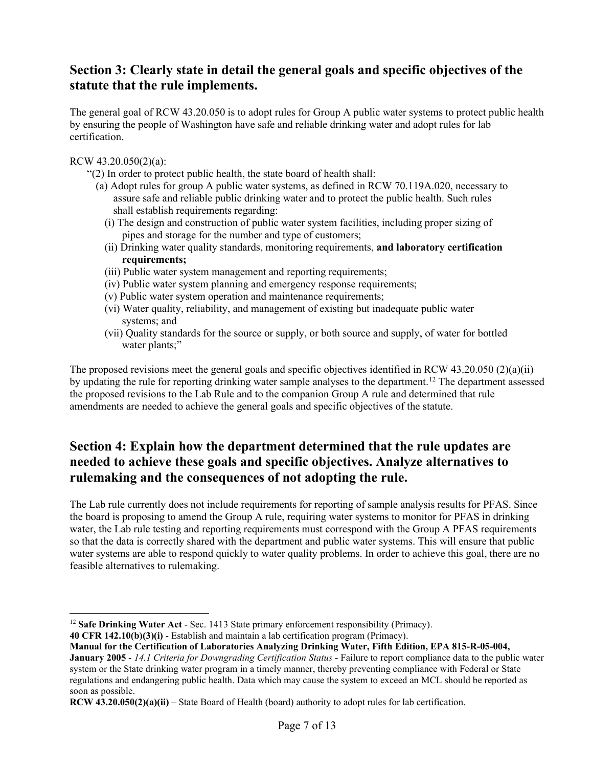## Section 3: Clearly state in detail the general goals and specific objectives of the statute that the rule implements.

The general goal of RCW 43.20.050 is to adopt rules for Group A public water systems to protect public health by ensuring the people of Washington have safe and reliable drinking water and adopt rules for lab certification.

RCW 43.20.050(2)(a):

"(2) In order to protect public health, the state board of health shall:

(a) Adopt rules for group A public water systems, as defined in RCW 70.119A.020, necessary to assure safe and reliable public drinking water and to protect the public health. Such rules shall establish requirements regarding:

(i) The design and construction of public water system facilities, including proper sizing of pipes and storage for the number and type of customers;

(ii) Drinking water quality standards, monitoring requirements, **and laboratory certification requirements;**

(iii) Public water system management and reporting requirements;

(iv) Public water system planning and emergency response requirements;

(v) Public water system operation and maintenance requirements;

(vi) Water quality, reliability, and management of existing but inadequate public water systems; and

(vii) Quality standards for the source or supply, or both source and supply, of water for bottled water plants;"

The proposed revisions meet the general goals and specific objectives identified in RCW 43.20.050 (2)(a)(ii) by updating the rule for reporting drinking water sample analyses to the department.[12] The department assessed the proposed revisions to the Lab Rule and to the companion Group A rule and determined that rule amendments are needed to achieve the general goals and specific objectives of the statute.

## Section 4: Explain how the department determined that the rule updates are needed to achieve these goals and specific objectives. Analyze alternatives to rulemaking and the consequences of not adopting the rule.

The Lab rule currently does not include requirements for reporting of sample analysis results for PFAS. Since the board is proposing to amend the Group A rule, requiring water systems to monitor for PFAS in drinking water, the Lab rule testing and reporting requirements must correspond with the Group A PFAS requirements so that the data is correctly shared with the department and public water systems. This will ensure that public water systems are able to respond quickly to water quality problems. In order to achieve this goal, there are no feasible alternatives to rulemaking.

---

[12] **Safe Drinking Water Act** - Sec. 1413 State primary enforcement responsibility (Primacy).

**40 CFR 142.10(b)(3)(i)** - Establish and maintain a lab certification program (Primacy).

**Manual for the Certification of Laboratories Analyzing Drinking Water, Fifth Edition, EPA 815-R-05-004, January 2005** - *14.1 Criteria for Downgrading Certification Status* - Failure to report compliance data to the public water system or the State drinking water program in a timely manner, thereby preventing compliance with Federal or State regulations and endangering public health. Data which may cause the system to exceed an MCL should be reported as soon as possible.

**RCW 43.20.050(2)(a)(ii)** – State Board of Health (board) authority to adopt rules for lab certification.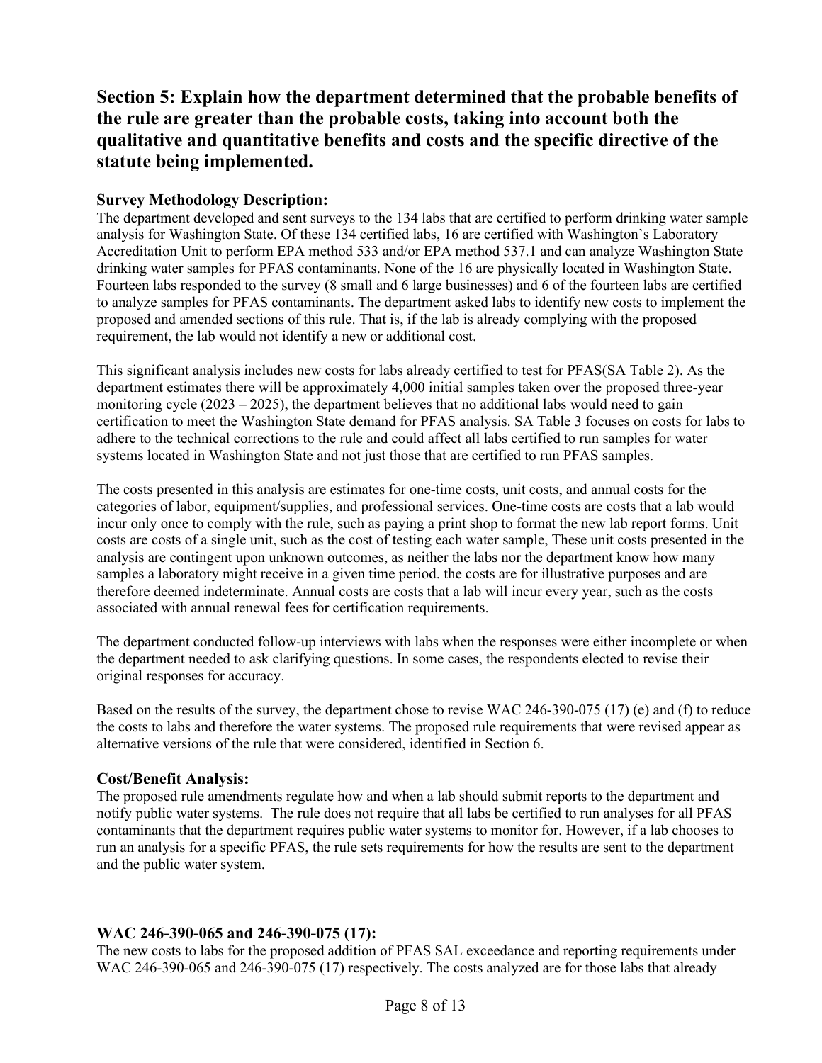## Section 5: Explain how the department determined that the probable benefits of the rule are greater than the probable costs, taking into account both the qualitative and quantitative benefits and costs and the specific directive of the statute being implemented.

### Survey Methodology Description:

The department developed and sent surveys to the 134 labs that are certified to perform drinking water sample analysis for Washington State. Of these 134 certified labs, 16 are certified with Washington's Laboratory Accreditation Unit to perform EPA method 533 and/or EPA method 537.1 and can analyze Washington State drinking water samples for PFAS contaminants. None of the 16 are physically located in Washington State. Fourteen labs responded to the survey (8 small and 6 large businesses) and 6 of the fourteen labs are certified to analyze samples for PFAS contaminants. The department asked labs to identify new costs to implement the proposed and amended sections of this rule. That is, if the lab is already complying with the proposed requirement, the lab would not identify a new or additional cost.

This significant analysis includes new costs for labs already certified to test for PFAS(SA Table 2). As the department estimates there will be approximately 4,000 initial samples taken over the proposed three-year monitoring cycle (2023 – 2025), the department believes that no additional labs would need to gain certification to meet the Washington State demand for PFAS analysis. SA Table 3 focuses on costs for labs to adhere to the technical corrections to the rule and could affect all labs certified to run samples for water systems located in Washington State and not just those that are certified to run PFAS samples.

The costs presented in this analysis are estimates for one-time costs, unit costs, and annual costs for the categories of labor, equipment/supplies, and professional services. One-time costs are costs that a lab would incur only once to comply with the rule, such as paying a print shop to format the new lab report forms. Unit costs are costs of a single unit, such as the cost of testing each water sample, These unit costs presented in the analysis are contingent upon unknown outcomes, as neither the labs nor the department know how many samples a laboratory might receive in a given time period. the costs are for illustrative purposes and are therefore deemed indeterminate. Annual costs are costs that a lab will incur every year, such as the costs associated with annual renewal fees for certification requirements.

The department conducted follow-up interviews with labs when the responses were either incomplete or when the department needed to ask clarifying questions. In some cases, the respondents elected to revise their original responses for accuracy.

Based on the results of the survey, the department chose to revise WAC 246-390-075 (17) (e) and (f) to reduce the costs to labs and therefore the water systems. The proposed rule requirements that were revised appear as alternative versions of the rule that were considered, identified in Section 6.

### Cost/Benefit Analysis:

The proposed rule amendments regulate how and when a lab should submit reports to the department and notify public water systems. The rule does not require that all labs be certified to run analyses for all PFAS contaminants that the department requires public water systems to monitor for. However, if a lab chooses to run an analysis for a specific PFAS, the rule sets requirements for how the results are sent to the department and the public water system.

### WAC 246-390-065 and 246-390-075 (17):

The new costs to labs for the proposed addition of PFAS SAL exceedance and reporting requirements under WAC 246-390-065 and 246-390-075 (17) respectively. The costs analyzed are for those labs that already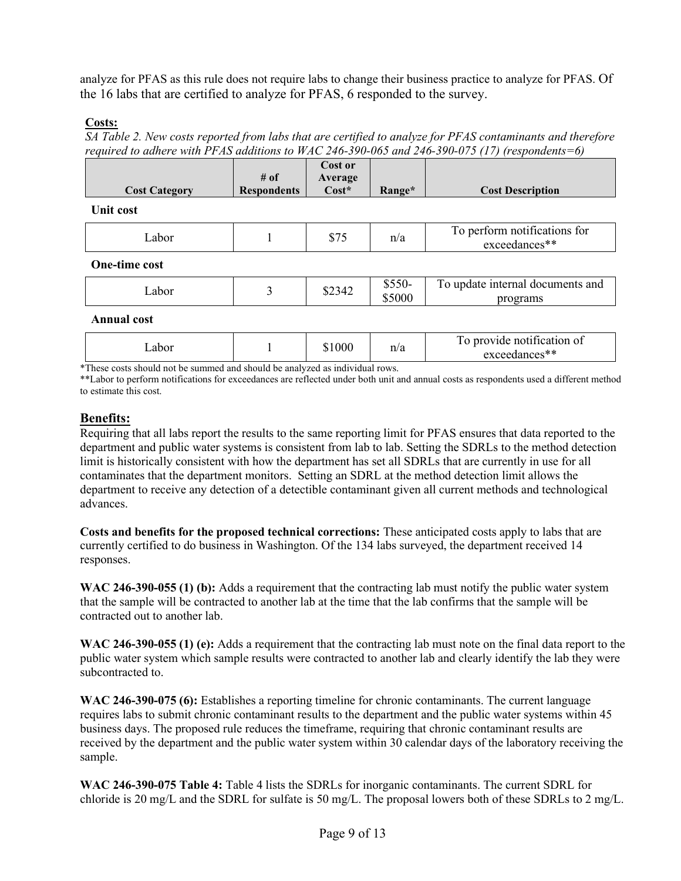analyze for PFAS as this rule does not require labs to change their business practice to analyze for PFAS. Of the 16 labs that are certified to analyze for PFAS, 6 responded to the survey.

**Costs:**

*SA Table 2. New costs reported from labs that are certified to analyze for PFAS contaminants and therefore required to adhere with PFAS additions to WAC 246-390-065 and 246-390-075 (17) (respondents=6)*

| Cost Category | # of Respondents | Cost or Average Cost* | Range* | Cost Description |
|---|---|---|---|---|
| **Unit cost** | | | | |
| Labor | 1 | $75 | n/a | To perform notifications for exceedances** |
| **One-time cost** | | | | |
| Labor | 3 | $2342 | $550-$5000 | To update internal documents and programs |
| **Annual cost** | | | | |
| Labor | 1 | $1000 | n/a | To provide notification of exceedances** |

*These costs should not be summed and should be analyzed as individual rows.

**Labor to perform notifications for exceedances are reflected under both unit and annual costs as respondents used a different method to estimate this cost.

## Benefits:

Requiring that all labs report the results to the same reporting limit for PFAS ensures that data reported to the department and public water systems is consistent from lab to lab. Setting the SDRLs to the method detection limit is historically consistent with how the department has set all SDRLs that are currently in use for all contaminates that the department monitors. Setting an SDRL at the method detection limit allows the department to receive any detection of a detectible contaminant given all current methods and technological advances.

**Costs and benefits for the proposed technical corrections:** These anticipated costs apply to labs that are currently certified to do business in Washington. Of the 134 labs surveyed, the department received 14 responses.

**WAC 246-390-055 (1) (b):** Adds a requirement that the contracting lab must notify the public water system that the sample will be contracted to another lab at the time that the lab confirms that the sample will be contracted out to another lab.

**WAC 246-390-055 (1) (e):** Adds a requirement that the contracting lab must note on the final data report to the public water system which sample results were contracted to another lab and clearly identify the lab they were subcontracted to.

**WAC 246-390-075 (6):** Establishes a reporting timeline for chronic contaminants. The current language requires labs to submit chronic contaminant results to the department and the public water systems within 45 business days. The proposed rule reduces the timeframe, requiring that chronic contaminant results are received by the department and the public water system within 30 calendar days of the laboratory receiving the sample.

**WAC 246-390-075 Table 4:** Table 4 lists the SDRLs for inorganic contaminants. The current SDRL for chloride is 20 mg/L and the SDRL for sulfate is 50 mg/L. The proposal lowers both of these SDRLs to 2 mg/L.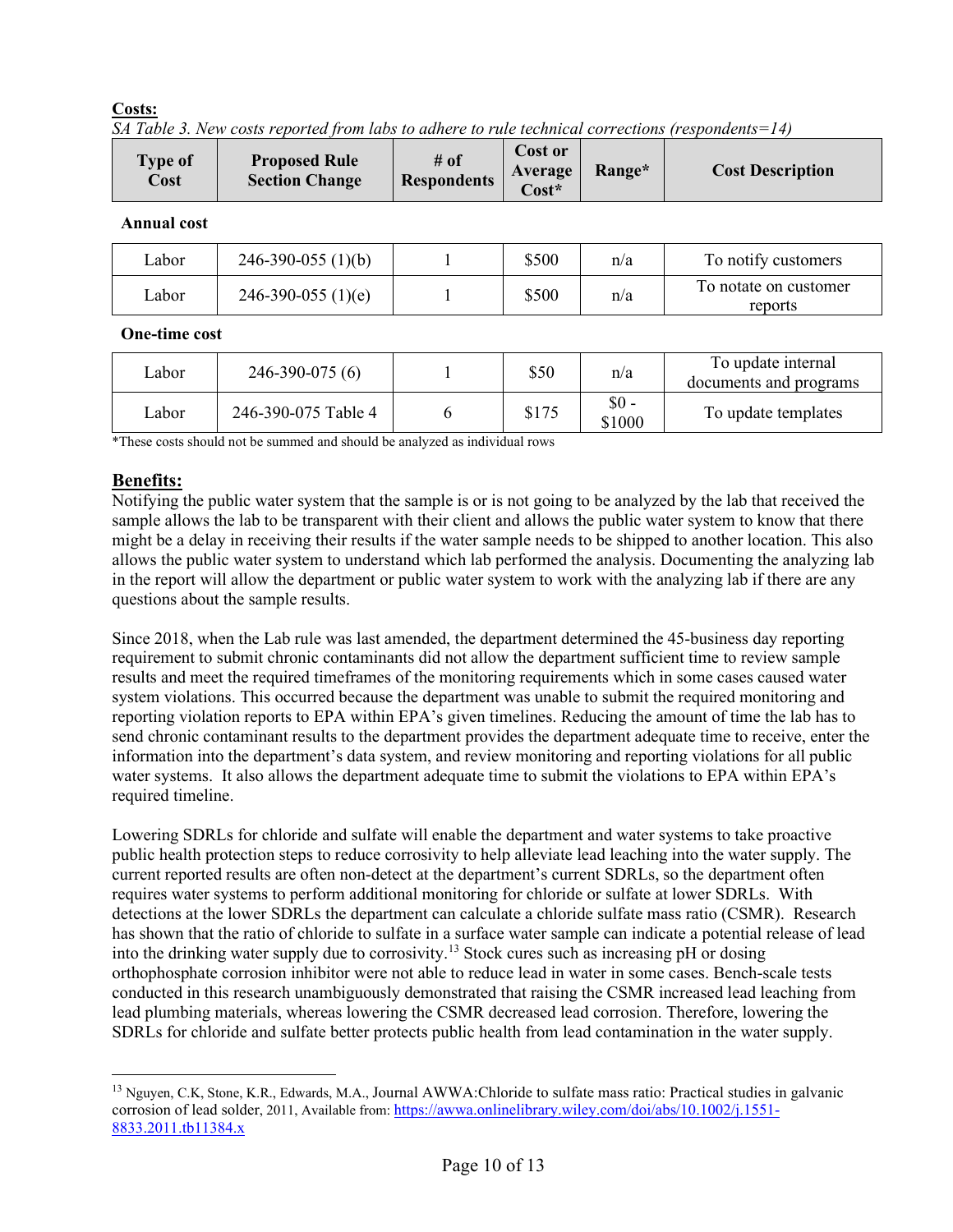**Costs:**

*SA Table 3. New costs reported from labs to adhere to rule technical corrections (respondents=14)*

| Type of Cost | Proposed Rule Section Change | # of Respondents | Cost or Average Cost* | Range* | Cost Description |
|---|---|---|---|---|---|
| **Annual cost** | | | | | |
| Labor | 246-390-055 (1)(b) | 1 | $500 | n/a | To notify customers |
| Labor | 246-390-055 (1)(e) | 1 | $500 | n/a | To notate on customer reports |
| **One-time cost** | | | | | |
| Labor | 246-390-075 (6) | 1 | $50 | n/a | To update internal documents and programs |
| Labor | 246-390-075 Table 4 | 6 | $175 | $0 - $1000 | To update templates |

*These costs should not be summed and should be analyzed as individual rows

## Benefits:

Notifying the public water system that the sample is or is not going to be analyzed by the lab that received the sample allows the lab to be transparent with their client and allows the public water system to know that there might be a delay in receiving their results if the water sample needs to be shipped to another location. This also allows the public water system to understand which lab performed the analysis. Documenting the analyzing lab in the report will allow the department or public water system to work with the analyzing lab if there are any questions about the sample results.

Since 2018, when the Lab rule was last amended, the department determined the 45-business day reporting requirement to submit chronic contaminants did not allow the department sufficient time to review sample results and meet the required timeframes of the monitoring requirements which in some cases caused water system violations. This occurred because the department was unable to submit the required monitoring and reporting violation reports to EPA within EPA's given timelines. Reducing the amount of time the lab has to send chronic contaminant results to the department provides the department adequate time to receive, enter the information into the department's data system, and review monitoring and reporting violations for all public water systems. It also allows the department adequate time to submit the violations to EPA within EPA's required timeline.

Lowering SDRLs for chloride and sulfate will enable the department and water systems to take proactive public health protection steps to reduce corrosivity to help alleviate lead leaching into the water supply. The current reported results are often non-detect at the department's current SDRLs, so the department often requires water systems to perform additional monitoring for chloride or sulfate at lower SDRLs. With detections at the lower SDRLs the department can calculate a chloride sulfate mass ratio (CSMR). Research has shown that the ratio of chloride to sulfate in a surface water sample can indicate a potential release of lead into the drinking water supply due to corrosivity.[13] Stock cures such as increasing pH or dosing orthophosphate corrosion inhibitor were not able to reduce lead in water in some cases. Bench-scale tests conducted in this research unambiguously demonstrated that raising the CSMR increased lead leaching from lead plumbing materials, whereas lowering the CSMR decreased lead corrosion. Therefore, lowering the SDRLs for chloride and sulfate better protects public health from lead contamination in the water supply.

---

[13] Nguyen, C.K, Stone, K.R., Edwards, M.A., Journal AWWA:Chloride to sulfate mass ratio: Practical studies in galvanic corrosion of lead solder, 2011, Available from: https://awwa.onlinelibrary.wiley.com/doi/abs/10.1002/j.1551-8833.2011.tb11384.x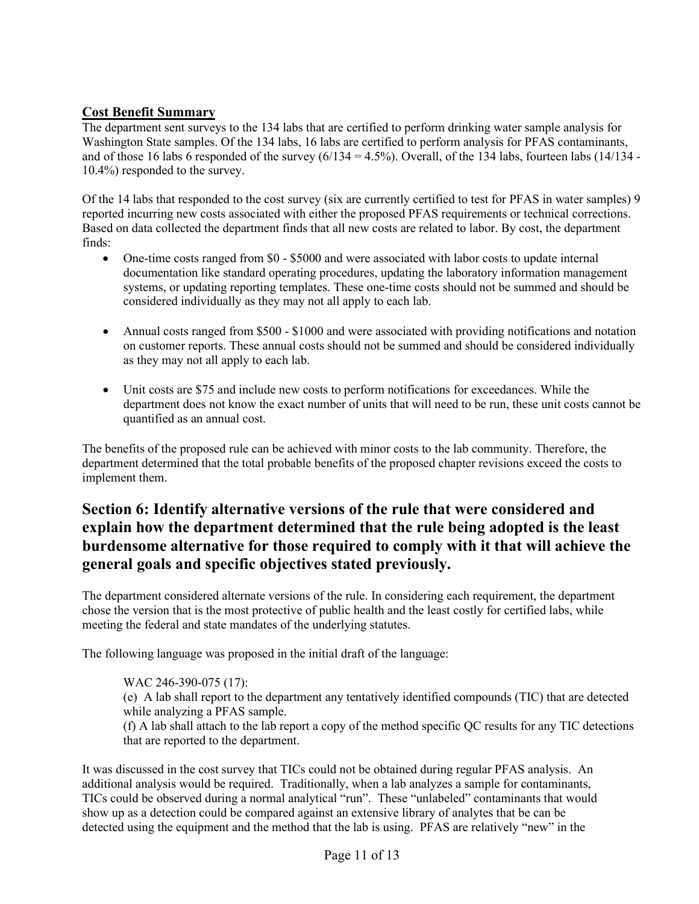**Cost Benefit Summary**

The department sent surveys to the 134 labs that are certified to perform drinking water sample analysis for Washington State samples. Of the 134 labs, 16 labs are certified to perform analysis for PFAS contaminants, and of those 16 labs 6 responded of the survey (6/134 = 4.5%). Overall, of the 134 labs, fourteen labs (14/134 - 10.4%) responded to the survey.

Of the 14 labs that responded to the cost survey (six are currently certified to test for PFAS in water samples) 9 reported incurring new costs associated with either the proposed PFAS requirements or technical corrections. Based on data collected the department finds that all new costs are related to labor. By cost, the department finds:

- One-time costs ranged from $0 - $5000 and were associated with labor costs to update internal documentation like standard operating procedures, updating the laboratory information management systems, or updating reporting templates. These one-time costs should not be summed and should be considered individually as they may not all apply to each lab.

- Annual costs ranged from $500 - $1000 and were associated with providing notifications and notation on customer reports. These annual costs should not be summed and should be considered individually as they may not all apply to each lab.

- Unit costs are $75 and include new costs to perform notifications for exceedances. While the department does not know the exact number of units that will need to be run, these unit costs cannot be quantified as an annual cost.

The benefits of the proposed rule can be achieved with minor costs to the lab community. Therefore, the department determined that the total probable benefits of the proposed chapter revisions exceed the costs to implement them.

## Section 6: Identify alternative versions of the rule that were considered and explain how the department determined that the rule being adopted is the least burdensome alternative for those required to comply with it that will achieve the general goals and specific objectives stated previously.

The department considered alternate versions of the rule. In considering each requirement, the department chose the version that is the most protective of public health and the least costly for certified labs, while meeting the federal and state mandates of the underlying statutes.

The following language was proposed in the initial draft of the language:

> WAC 246-390-075 (17):
> (e) A lab shall report to the department any tentatively identified compounds (TIC) that are detected while analyzing a PFAS sample.
> (f) A lab shall attach to the lab report a copy of the method specific QC results for any TIC detections that are reported to the department.

It was discussed in the cost survey that TICs could not be obtained during regular PFAS analysis. An additional analysis would be required. Traditionally, when a lab analyzes a sample for contaminants, TICs could be observed during a normal analytical "run". These "unlabeled" contaminants that would show up as a detection could be compared against an extensive library of analytes that be can be detected using the equipment and the method that the lab is using. PFAS are relatively "new" in the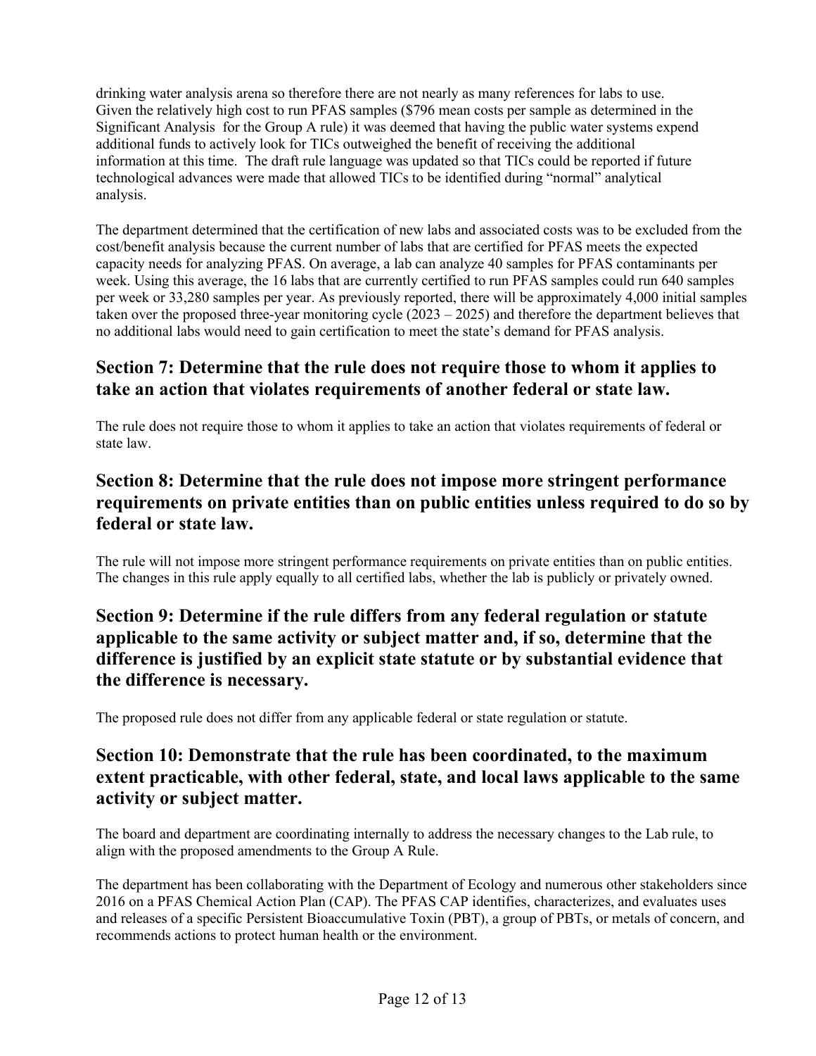drinking water analysis arena so therefore there are not nearly as many references for labs to use. Given the relatively high cost to run PFAS samples ($796 mean costs per sample as determined in the Significant Analysis for the Group A rule) it was deemed that having the public water systems expend additional funds to actively look for TICs outweighed the benefit of receiving the additional information at this time. The draft rule language was updated so that TICs could be reported if future technological advances were made that allowed TICs to be identified during "normal" analytical analysis.

The department determined that the certification of new labs and associated costs was to be excluded from the cost/benefit analysis because the current number of labs that are certified for PFAS meets the expected capacity needs for analyzing PFAS. On average, a lab can analyze 40 samples for PFAS contaminants per week. Using this average, the 16 labs that are currently certified to run PFAS samples could run 640 samples per week or 33,280 samples per year. As previously reported, there will be approximately 4,000 initial samples taken over the proposed three-year monitoring cycle (2023 – 2025) and therefore the department believes that no additional labs would need to gain certification to meet the state's demand for PFAS analysis.

## Section 7: Determine that the rule does not require those to whom it applies to take an action that violates requirements of another federal or state law.

The rule does not require those to whom it applies to take an action that violates requirements of federal or state law.

## Section 8: Determine that the rule does not impose more stringent performance requirements on private entities than on public entities unless required to do so by federal or state law.

The rule will not impose more stringent performance requirements on private entities than on public entities. The changes in this rule apply equally to all certified labs, whether the lab is publicly or privately owned.

## Section 9: Determine if the rule differs from any federal regulation or statute applicable to the same activity or subject matter and, if so, determine that the difference is justified by an explicit state statute or by substantial evidence that the difference is necessary.

The proposed rule does not differ from any applicable federal or state regulation or statute.

## Section 10: Demonstrate that the rule has been coordinated, to the maximum extent practicable, with other federal, state, and local laws applicable to the same activity or subject matter.

The board and department are coordinating internally to address the necessary changes to the Lab rule, to align with the proposed amendments to the Group A Rule.

The department has been collaborating with the Department of Ecology and numerous other stakeholders since 2016 on a PFAS Chemical Action Plan (CAP). The PFAS CAP identifies, characterizes, and evaluates uses and releases of a specific Persistent Bioaccumulative Toxin (PBT), a group of PBTs, or metals of concern, and recommends actions to protect human health or the environment.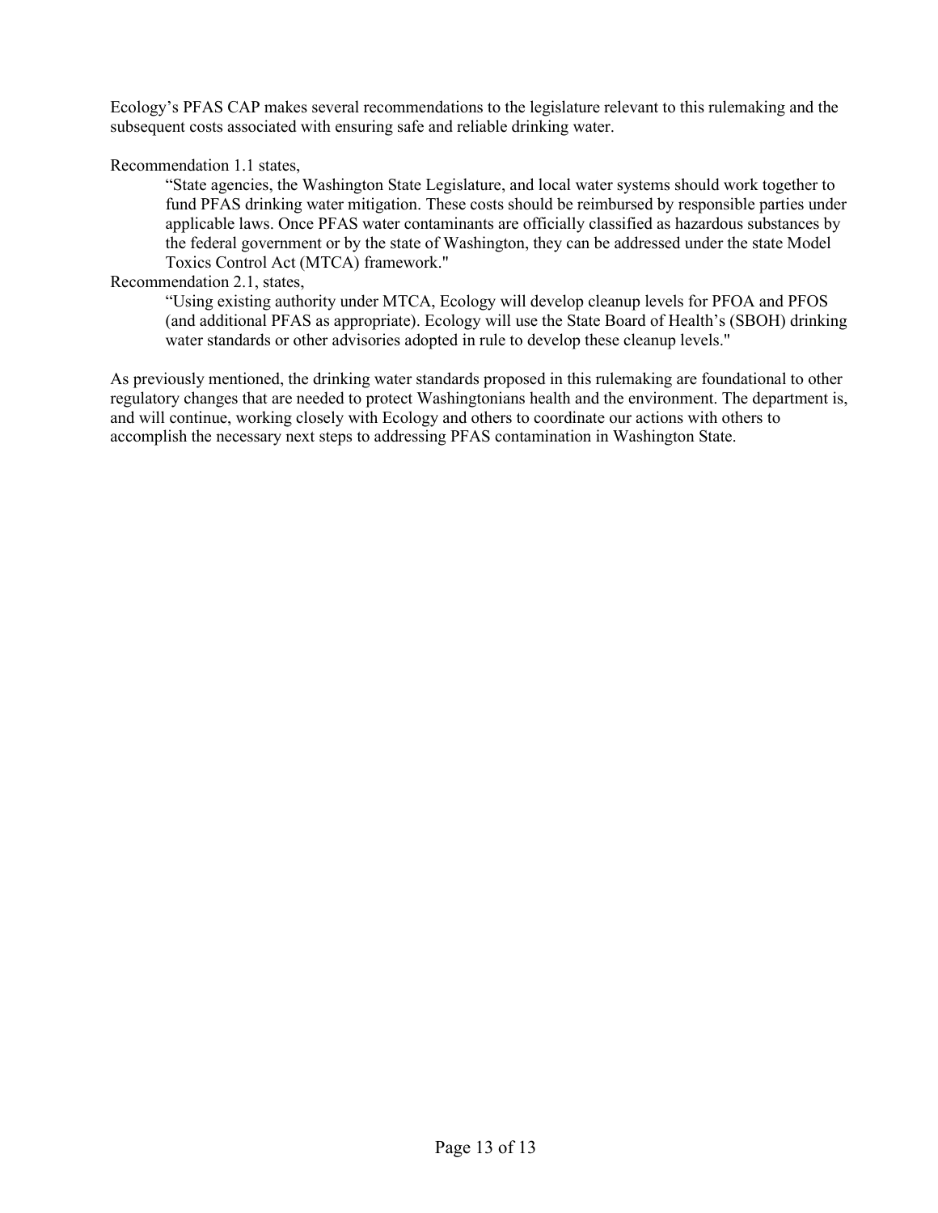Ecology's PFAS CAP makes several recommendations to the legislature relevant to this rulemaking and the subsequent costs associated with ensuring safe and reliable drinking water.

Recommendation 1.1 states,

> "State agencies, the Washington State Legislature, and local water systems should work together to fund PFAS drinking water mitigation. These costs should be reimbursed by responsible parties under applicable laws. Once PFAS water contaminants are officially classified as hazardous substances by the federal government or by the state of Washington, they can be addressed under the state Model Toxics Control Act (MTCA) framework."

Recommendation 2.1, states,

> "Using existing authority under MTCA, Ecology will develop cleanup levels for PFOA and PFOS (and additional PFAS as appropriate). Ecology will use the State Board of Health's (SBOH) drinking water standards or other advisories adopted in rule to develop these cleanup levels."

As previously mentioned, the drinking water standards proposed in this rulemaking are foundational to other regulatory changes that are needed to protect Washingtonians health and the environment. The department is, and will continue, working closely with Ecology and others to coordinate our actions with others to accomplish the necessary next steps to addressing PFAS contamination in Washington State.